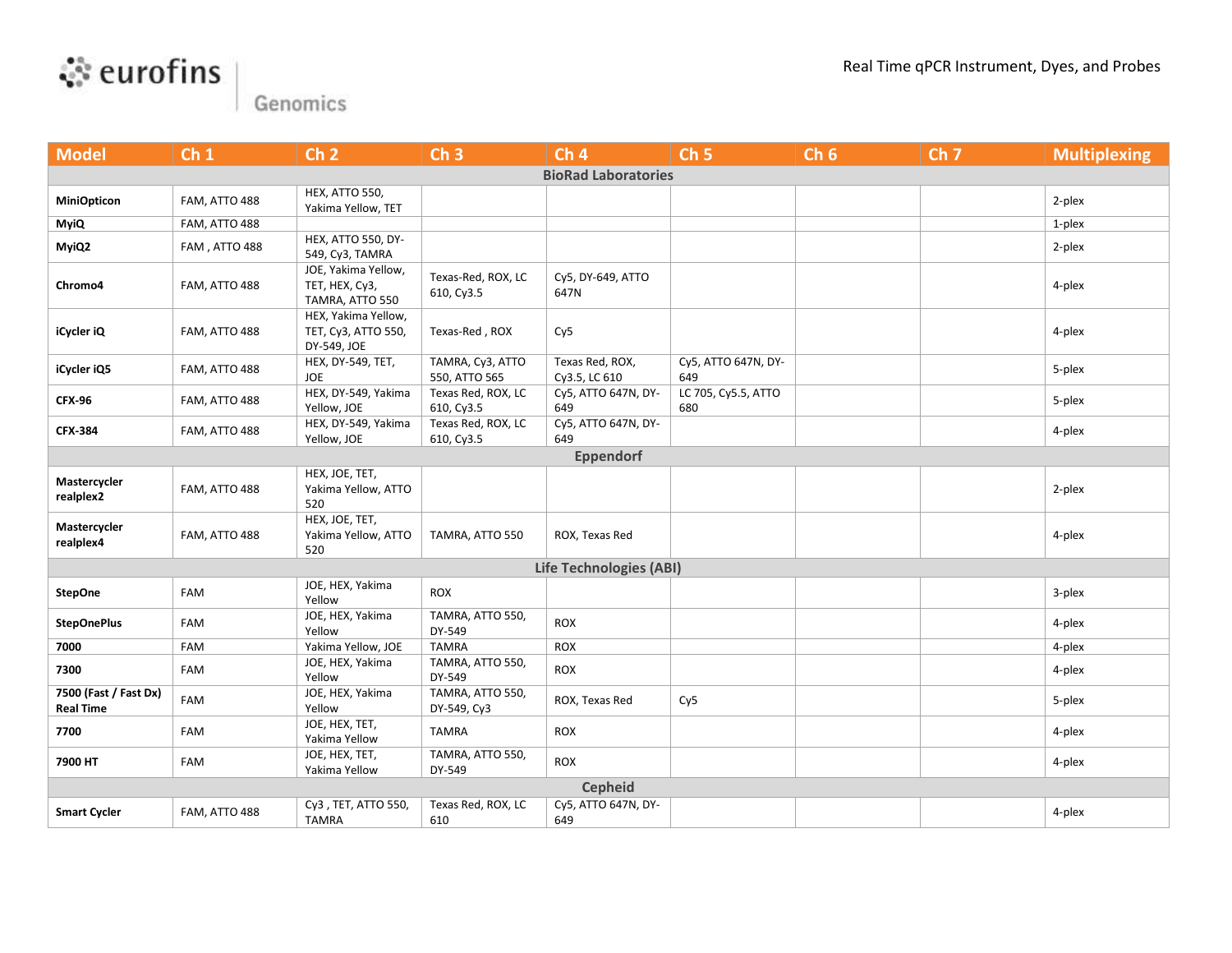# eurofins Genomics

## Real Time qPCR Instrument, Dyes, and Probes

| Model | Ch 1 | Ch 2 | Ch 3 | Ch 4 | Ch 5 | Ch 6 | Ch 7 | Multiplexing |
|---|---|---|---|---|---|---|---|---|
| **BioRad Laboratories** | | | | | | | | |
| **MiniOpticon** | FAM, ATTO 488 | HEX, ATTO 550, Yakima Yellow, TET | | | | | | 2-plex |
| **MyiQ** | FAM, ATTO 488 | | | | | | | 1-plex |
| **MyiQ2** | FAM , ATTO 488 | HEX, ATTO 550, DY-549, Cy3, TAMRA | | | | | | 2-plex |
| **Chromo4** | FAM, ATTO 488 | JOE, Yakima Yellow, TET, HEX, Cy3, TAMRA, ATTO 550 | Texas-Red, ROX, LC 610, Cy3.5 | Cy5, DY-649, ATTO 647N | | | | 4-plex |
| **iCycler iQ** | FAM, ATTO 488 | HEX, Yakima Yellow, TET, Cy3, ATTO 550, DY-549, JOE | Texas-Red , ROX | Cy5 | | | | 4-plex |
| **iCycler iQ5** | FAM, ATTO 488 | HEX, DY-549, TET, JOE | TAMRA, Cy3, ATTO 550, ATTO 565 | Texas Red, ROX, Cy3.5, LC 610 | Cy5, ATTO 647N, DY-649 | | | 5-plex |
| **CFX-96** | FAM, ATTO 488 | HEX, DY-549, Yakima Yellow, JOE | Texas Red, ROX, LC 610, Cy3.5 | Cy5, ATTO 647N, DY-649 | LC 705, Cy5.5, ATTO 680 | | | 5-plex |
| **CFX-384** | FAM, ATTO 488 | HEX, DY-549, Yakima Yellow, JOE | Texas Red, ROX, LC 610, Cy3.5 | Cy5, ATTO 647N, DY-649 | | | | 4-plex |
| **Eppendorf** | | | | | | | | |
| **Mastercycler realplex2** | FAM, ATTO 488 | HEX, JOE, TET, Yakima Yellow, ATTO 520 | | | | | | 2-plex |
| **Mastercycler realplex4** | FAM, ATTO 488 | HEX, JOE, TET, Yakima Yellow, ATTO 520 | TAMRA, ATTO 550 | ROX, Texas Red | | | | 4-plex |
| **Life Technologies (ABI)** | | | | | | | | |
| **StepOne** | FAM | JOE, HEX, Yakima Yellow | ROX | | | | | 3-plex |
| **StepOnePlus** | FAM | JOE, HEX, Yakima Yellow | TAMRA, ATTO 550, DY-549 | ROX | | | | 4-plex |
| **7000** | FAM | Yakima Yellow, JOE | TAMRA | ROX | | | | 4-plex |
| **7300** | FAM | JOE, HEX, Yakima Yellow | TAMRA, ATTO 550, DY-549 | ROX | | | | 4-plex |
| **7500 (Fast / Fast Dx) Real Time** | FAM | JOE, HEX, Yakima Yellow | TAMRA, ATTO 550, DY-549, Cy3 | ROX, Texas Red | Cy5 | | | 5-plex |
| **7700** | FAM | JOE, HEX, TET, Yakima Yellow | TAMRA | ROX | | | | 4-plex |
| **7900 HT** | FAM | JOE, HEX, TET, Yakima Yellow | TAMRA, ATTO 550, DY-549 | ROX | | | | 4-plex |
| **Cepheid** | | | | | | | | |
| **Smart Cycler** | FAM, ATTO 488 | Cy3 , TET, ATTO 550, TAMRA | Texas Red, ROX, LC 610 | Cy5, ATTO 647N, DY-649 | | | | 4-plex |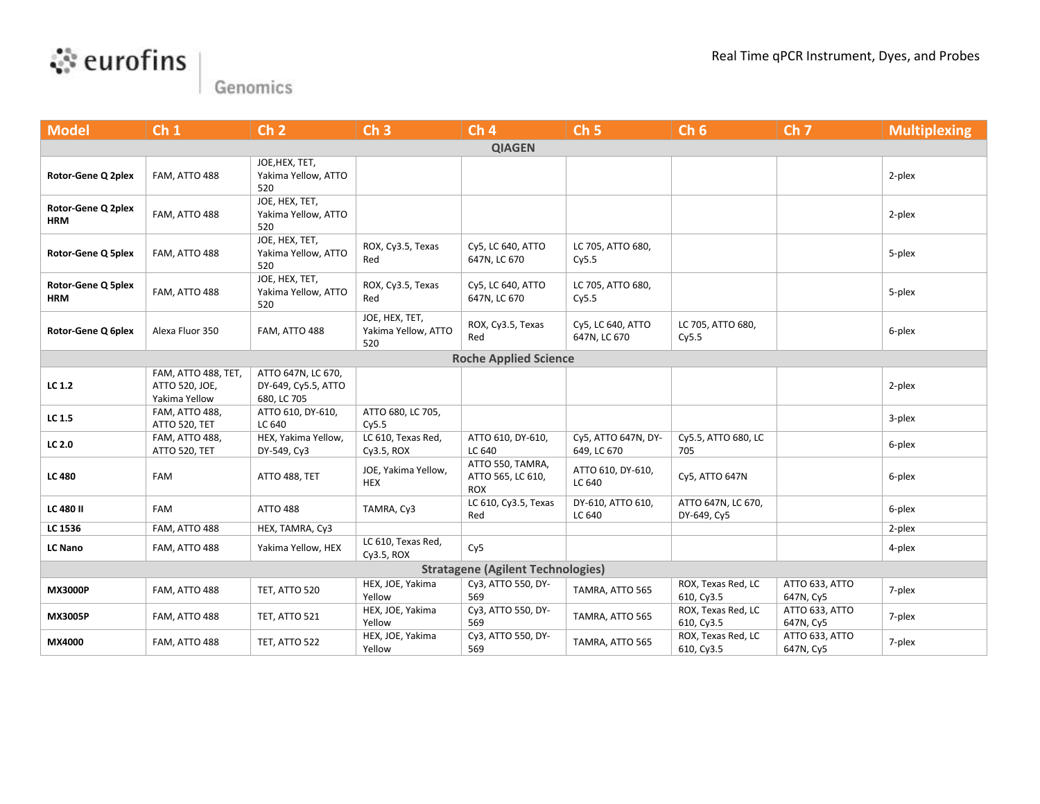| Model | Ch 1 | Ch 2 | Ch 3 | Ch 4 | Ch 5 | Ch 6 | Ch 7 | Multiplexing |
|---|---|---|---|---|---|---|---|---|
| QIAGEN | | | | | | | | |
| **Rotor-Gene Q 2plex** | FAM, ATTO 488 | JOE,HEX, TET, Yakima Yellow, ATTO 520 | | | | | | 2-plex |
| **Rotor-Gene Q 2plex HRM** | FAM, ATTO 488 | JOE, HEX, TET, Yakima Yellow, ATTO 520 | | | | | | 2-plex |
| **Rotor-Gene Q 5plex** | FAM, ATTO 488 | JOE, HEX, TET, Yakima Yellow, ATTO 520 | ROX, Cy3.5, Texas Red | Cy5, LC 640, ATTO 647N, LC 670 | LC 705, ATTO 680, Cy5.5 | | | 5-plex |
| **Rotor-Gene Q 5plex HRM** | FAM, ATTO 488 | JOE, HEX, TET, Yakima Yellow, ATTO 520 | ROX, Cy3.5, Texas Red | Cy5, LC 640, ATTO 647N, LC 670 | LC 705, ATTO 680, Cy5.5 | | | 5-plex |
| **Rotor-Gene Q 6plex** | Alexa Fluor 350 | FAM, ATTO 488 | JOE, HEX, TET, Yakima Yellow, ATTO 520 | ROX, Cy3.5, Texas Red | Cy5, LC 640, ATTO 647N, LC 670 | LC 705, ATTO 680, Cy5.5 | | 6-plex |
| Roche Applied Science | | | | | | | | |
| **LC 1.2** | FAM, ATTO 488, TET, ATTO 520, JOE, Yakima Yellow | ATTO 647N, LC 670, DY-649, Cy5.5, ATTO 680, LC 705 | | | | | | 2-plex |
| **LC 1.5** | FAM, ATTO 488, ATTO 520, TET | ATTO 610, DY-610, LC 640 | ATTO 680, LC 705, Cy5.5 | | | | | 3-plex |
| **LC 2.0** | FAM, ATTO 488, ATTO 520, TET | HEX, Yakima Yellow, DY-549, Cy3 | LC 610, Texas Red, Cy3.5, ROX | ATTO 610, DY-610, LC 640 | Cy5, ATTO 647N, DY-649, LC 670 | Cy5.5, ATTO 680, LC 705 | | 6-plex |
| **LC 480** | FAM | ATTO 488, TET | JOE, Yakima Yellow, HEX | ATTO 550, TAMRA, ATTO 565, LC 610, ROX | ATTO 610, DY-610, LC 640 | Cy5, ATTO 647N | | 6-plex |
| **LC 480 II** | FAM | ATTO 488 | TAMRA, Cy3 | LC 610, Cy3.5, Texas Red | DY-610, ATTO 610, LC 640 | ATTO 647N, LC 670, DY-649, Cy5 | | 6-plex |
| **LC 1536** | FAM, ATTO 488 | HEX, TAMRA, Cy3 | | | | | | 2-plex |
| **LC Nano** | FAM, ATTO 488 | Yakima Yellow, HEX | LC 610, Texas Red, Cy3.5, ROX | Cy5 | | | | 4-plex |
| Stratagene (Agilent Technologies) | | | | | | | | |
| **MX3000P** | FAM, ATTO 488 | TET, ATTO 520 | HEX, JOE, Yakima Yellow | Cy3, ATTO 550, DY-569 | TAMRA, ATTO 565 | ROX, Texas Red, LC 610, Cy3.5 | ATTO 633, ATTO 647N, Cy5 | 7-plex |
| **MX3005P** | FAM, ATTO 488 | TET, ATTO 521 | HEX, JOE, Yakima Yellow | Cy3, ATTO 550, DY-569 | TAMRA, ATTO 565 | ROX, Texas Red, LC 610, Cy3.5 | ATTO 633, ATTO 647N, Cy5 | 7-plex |
| **MX4000** | FAM, ATTO 488 | TET, ATTO 522 | HEX, JOE, Yakima Yellow | Cy3, ATTO 550, DY-569 | TAMRA, ATTO 565 | ROX, Texas Red, LC 610, Cy3.5 | ATTO 633, ATTO 647N, Cy5 | 7-plex |